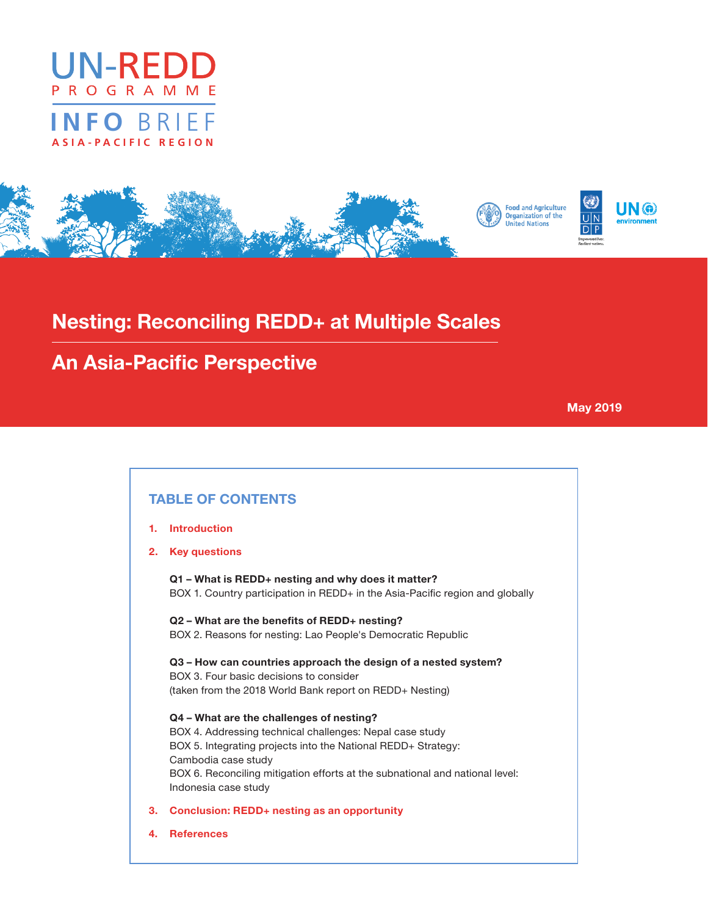UN-REDD

PROGRAMME

INFO BRIEF

ASIA-PACIFIC REGION

Food and Agriculture Organization of the United Nations

UNDP

UN environment

# Nesting: Reconciling REDD+ at Multiple Scales

## An Asia-Pacific Perspective

May 2019

## TABLE OF CONTENTS

1. Introduction
2. Key questions

   **Q1 – What is REDD+ nesting and why does it matter?**
   BOX 1. Country participation in REDD+ in the Asia-Pacific region and globally

   **Q2 – What are the benefits of REDD+ nesting?**
   BOX 2. Reasons for nesting: Lao People's Democratic Republic

   **Q3 – How can countries approach the design of a nested system?**
   BOX 3. Four basic decisions to consider
   (taken from the 2018 World Bank report on REDD+ Nesting)

   **Q4 – What are the challenges of nesting?**
   BOX 4. Addressing technical challenges: Nepal case study
   BOX 5. Integrating projects into the National REDD+ Strategy: Cambodia case study
   BOX 6. Reconciling mitigation efforts at the subnational and national level: Indonesia case study

3. Conclusion: REDD+ nesting as an opportunity
4. References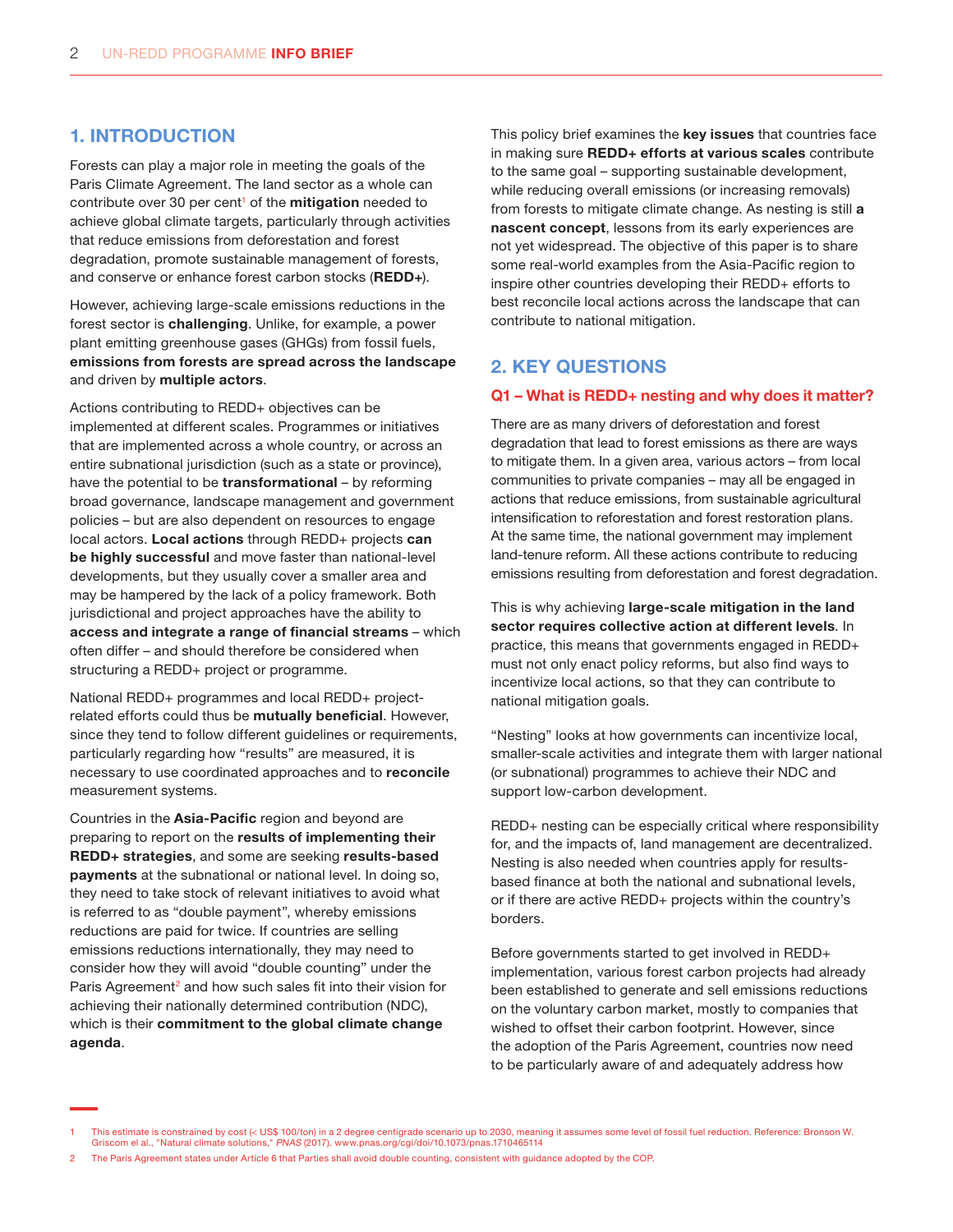## 1. INTRODUCTION

Forests can play a major role in meeting the goals of the Paris Climate Agreement. The land sector as a whole can contribute over 30 per cent[1] of the **mitigation** needed to achieve global climate targets, particularly through activities that reduce emissions from deforestation and forest degradation, promote sustainable management of forests, and conserve or enhance forest carbon stocks (**REDD+**).

However, achieving large-scale emissions reductions in the forest sector is **challenging**. Unlike, for example, a power plant emitting greenhouse gases (GHGs) from fossil fuels, **emissions from forests are spread across the landscape** and driven by **multiple actors**.

Actions contributing to REDD+ objectives can be implemented at different scales. Programmes or initiatives that are implemented across a whole country, or across an entire subnational jurisdiction (such as a state or province), have the potential to be **transformational** – by reforming broad governance, landscape management and government policies – but are also dependent on resources to engage local actors. **Local actions** through REDD+ projects **can be highly successful** and move faster than national-level developments, but they usually cover a smaller area and may be hampered by the lack of a policy framework. Both jurisdictional and project approaches have the ability to **access and integrate a range of financial streams** – which often differ – and should therefore be considered when structuring a REDD+ project or programme.

National REDD+ programmes and local REDD+ project-related efforts could thus be **mutually beneficial**. However, since they tend to follow different guidelines or requirements, particularly regarding how "results" are measured, it is necessary to use coordinated approaches and to **reconcile** measurement systems.

Countries in the **Asia-Pacific** region and beyond are preparing to report on the **results of implementing their REDD+ strategies**, and some are seeking **results-based payments** at the subnational or national level. In doing so, they need to take stock of relevant initiatives to avoid what is referred to as "double payment", whereby emissions reductions are paid for twice. If countries are selling emissions reductions internationally, they may need to consider how they will avoid "double counting" under the Paris Agreement[2] and how such sales fit into their vision for achieving their nationally determined contribution (NDC), which is their **commitment to the global climate change agenda**.

This policy brief examines the **key issues** that countries face in making sure **REDD+ efforts at various scales** contribute to the same goal – supporting sustainable development, while reducing overall emissions (or increasing removals) from forests to mitigate climate change. As nesting is still **a nascent concept**, lessons from its early experiences are not yet widespread. The objective of this paper is to share some real-world examples from the Asia-Pacific region to inspire other countries developing their REDD+ efforts to best reconcile local actions across the landscape that can contribute to national mitigation.

## 2. KEY QUESTIONS

### Q1 – What is REDD+ nesting and why does it matter?

There are as many drivers of deforestation and forest degradation that lead to forest emissions as there are ways to mitigate them. In a given area, various actors – from local communities to private companies – may all be engaged in actions that reduce emissions, from sustainable agricultural intensification to reforestation and forest restoration plans. At the same time, the national government may implement land-tenure reform. All these actions contribute to reducing emissions resulting from deforestation and forest degradation.

This is why achieving **large-scale mitigation in the land sector requires collective action at different levels**. In practice, this means that governments engaged in REDD+ must not only enact policy reforms, but also find ways to incentivize local actions, so that they can contribute to national mitigation goals.

"Nesting" looks at how governments can incentivize local, smaller-scale activities and integrate them with larger national (or subnational) programmes to achieve their NDC and support low-carbon development.

REDD+ nesting can be especially critical where responsibility for, and the impacts of, land management are decentralized. Nesting is also needed when countries apply for results-based finance at both the national and subnational levels, or if there are active REDD+ projects within the country's borders.

Before governments started to get involved in REDD+ implementation, various forest carbon projects had already been established to generate and sell emissions reductions on the voluntary carbon market, mostly to companies that wished to offset their carbon footprint. However, since the adoption of the Paris Agreement, countries now need to be particularly aware of and adequately address how

---

1 This estimate is constrained by cost (< US$ 100/ton) in a 2 degree centigrade scenario up to 2030, meaning it assumes some level of fossil fuel reduction. Reference: Bronson W. Griscom el al., "Natural climate solutions," *PNAS* (2017). www.pnas.org/cgi/doi/10.1073/pnas.1710465114

2 The Paris Agreement states under Article 6 that Parties shall avoid double counting, consistent with guidance adopted by the COP.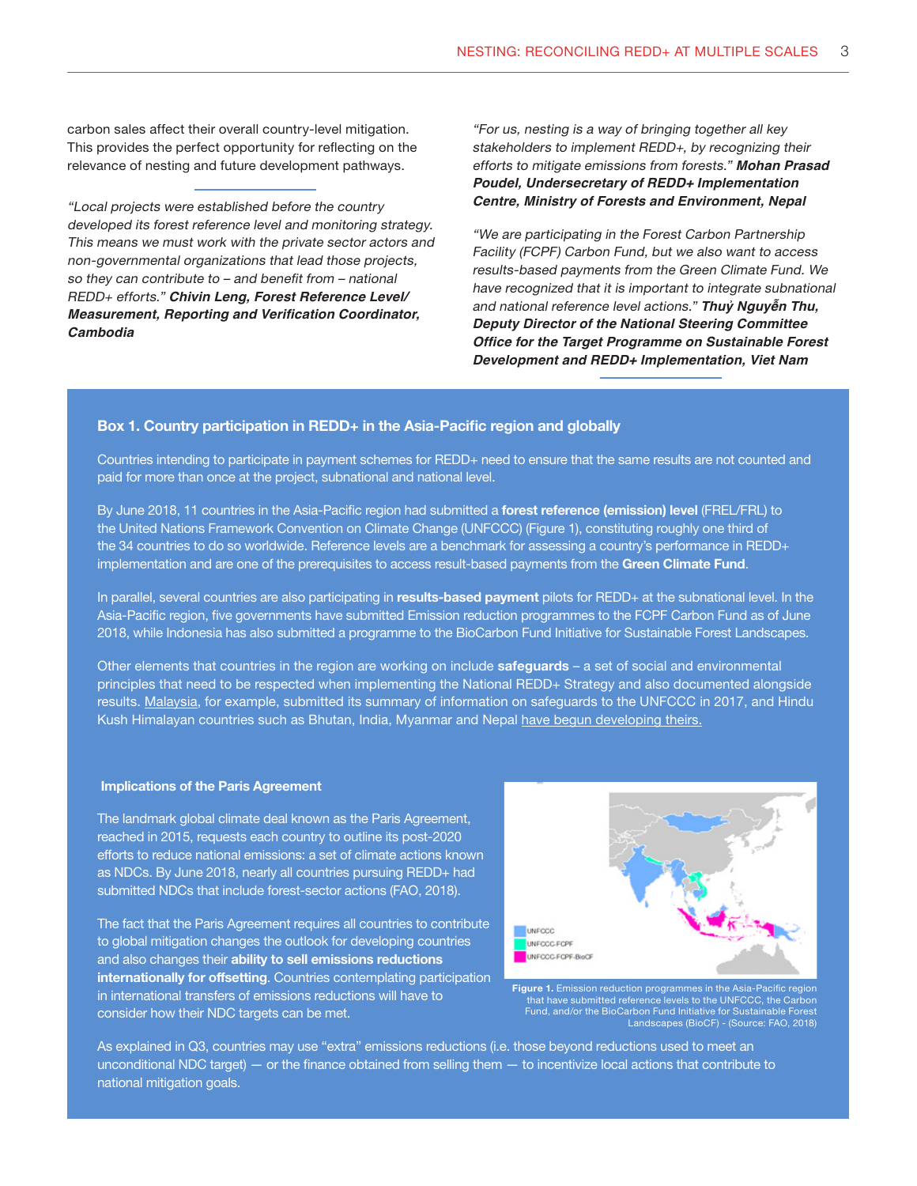carbon sales affect their overall country-level mitigation. This provides the perfect opportunity for reflecting on the relevance of nesting and future development pathways.

*"Local projects were established before the country developed its forest reference level and monitoring strategy. This means we must work with the private sector actors and non-governmental organizations that lead those projects, so they can contribute to – and benefit from – national REDD+ efforts."* ***Chivin Leng, Forest Reference Level/ Measurement, Reporting and Verification Coordinator, Cambodia***

*"For us, nesting is a way of bringing together all key stakeholders to implement REDD+, by recognizing their efforts to mitigate emissions from forests."* ***Mohan Prasad Poudel, Undersecretary of REDD+ Implementation Centre, Ministry of Forests and Environment, Nepal***

*"We are participating in the Forest Carbon Partnership Facility (FCPF) Carbon Fund, but we also want to access results-based payments from the Green Climate Fund. We have recognized that it is important to integrate subnational and national reference level actions."* ***Thuỷ Nguyễn Thu, Deputy Director of the National Steering Committee Office for the Target Programme on Sustainable Forest Development and REDD+ Implementation, Viet Nam***

### Box 1. Country participation in REDD+ in the Asia-Pacific region and globally

Countries intending to participate in payment schemes for REDD+ need to ensure that the same results are not counted and paid for more than once at the project, subnational and national level.

By June 2018, 11 countries in the Asia-Pacific region had submitted a **forest reference (emission) level** (FREL/FRL) to the United Nations Framework Convention on Climate Change (UNFCCC) (Figure 1), constituting roughly one third of the 34 countries to do so worldwide. Reference levels are a benchmark for assessing a country's performance in REDD+ implementation and are one of the prerequisites to access result-based payments from the **Green Climate Fund**.

In parallel, several countries are also participating in **results-based payment** pilots for REDD+ at the subnational level. In the Asia-Pacific region, five governments have submitted Emission reduction programmes to the FCPF Carbon Fund as of June 2018, while Indonesia has also submitted a programme to the BioCarbon Fund Initiative for Sustainable Forest Landscapes.

Other elements that countries in the region are working on include **safeguards** – a set of social and environmental principles that need to be respected when implementing the National REDD+ Strategy and also documented alongside results. Malaysia, for example, submitted its summary of information on safeguards to the UNFCCC in 2017, and Hindu Kush Himalayan countries such as Bhutan, India, Myanmar and Nepal have begun developing theirs.

#### Implications of the Paris Agreement

The landmark global climate deal known as the Paris Agreement, reached in 2015, requests each country to outline its post-2020 efforts to reduce national emissions: a set of climate actions known as NDCs. By June 2018, nearly all countries pursuing REDD+ had submitted NDCs that include forest-sector actions (FAO, 2018).

The fact that the Paris Agreement requires all countries to contribute to global mitigation changes the outlook for developing countries and also changes their **ability to sell emissions reductions internationally for offsetting**. Countries contemplating participation in international transfers of emissions reductions will have to consider how their NDC targets can be met.

UNFCCC
UNFCCC-FCPF
UNFCCC-FCPF-BioCF

**Figure 1.** Emission reduction programmes in the Asia-Pacific region that have submitted reference levels to the UNFCCC, the Carbon Fund, and/or the BioCarbon Fund Initiative for Sustainable Forest Landscapes (BioCF) - (Source: FAO, 2018)

As explained in Q3, countries may use "extra" emissions reductions (i.e. those beyond reductions used to meet an unconditional NDC target) — or the finance obtained from selling them — to incentivize local actions that contribute to national mitigation goals.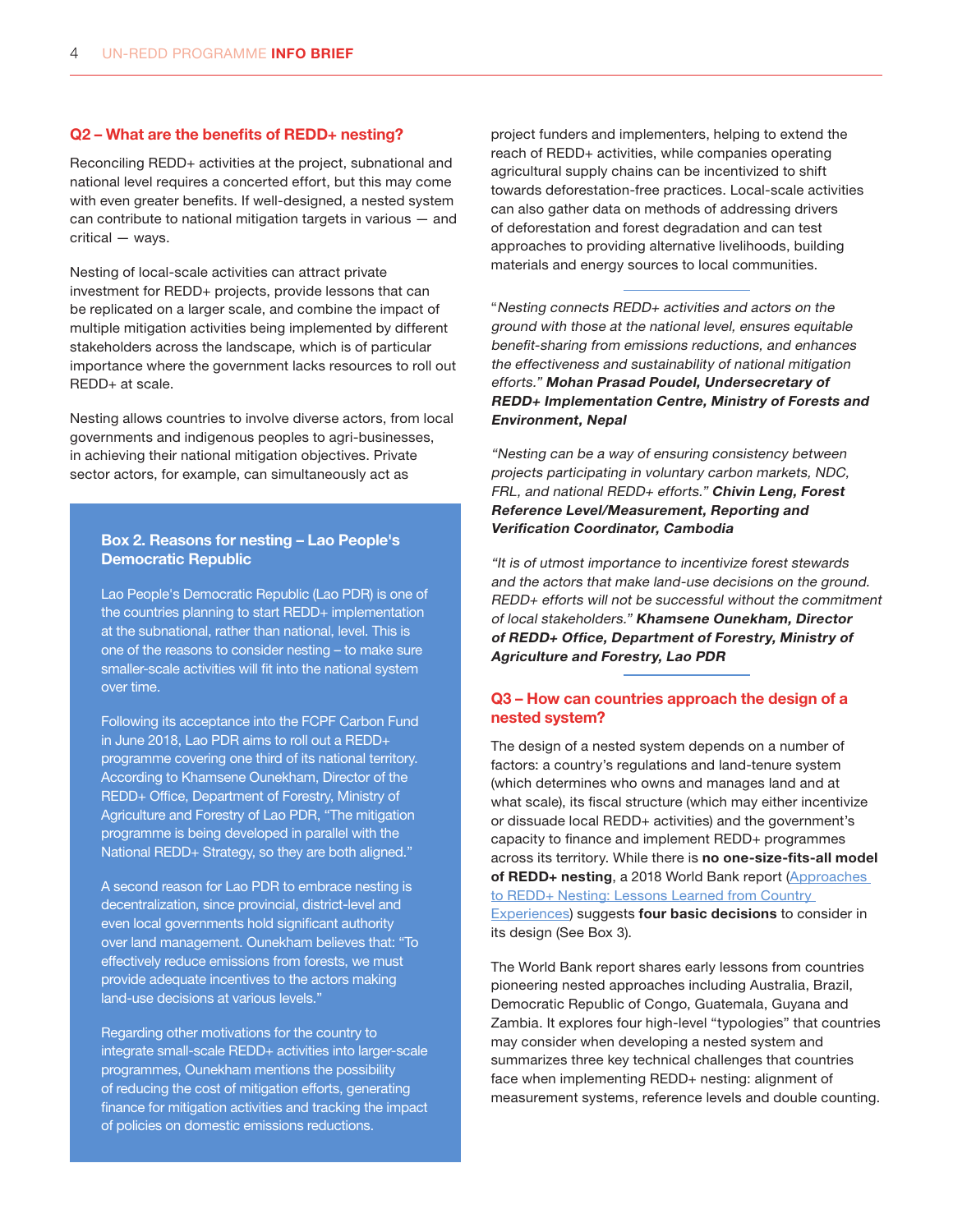## Q2 – What are the benefits of REDD+ nesting?

Reconciling REDD+ activities at the project, subnational and national level requires a concerted effort, but this may come with even greater benefits. If well-designed, a nested system can contribute to national mitigation targets in various — and critical — ways.

Nesting of local-scale activities can attract private investment for REDD+ projects, provide lessons that can be replicated on a larger scale, and combine the impact of multiple mitigation activities being implemented by different stakeholders across the landscape, which is of particular importance where the government lacks resources to roll out REDD+ at scale.

Nesting allows countries to involve diverse actors, from local governments and indigenous peoples to agri-businesses, in achieving their national mitigation objectives. Private sector actors, for example, can simultaneously act as project funders and implementers, helping to extend the reach of REDD+ activities, while companies operating agricultural supply chains can be incentivized to shift towards deforestation-free practices. Local-scale activities can also gather data on methods of addressing drivers of deforestation and forest degradation and can test approaches to providing alternative livelihoods, building materials and energy sources to local communities.

### Box 2. Reasons for nesting – Lao People's Democratic Republic

Lao People's Democratic Republic (Lao PDR) is one of the countries planning to start REDD+ implementation at the subnational, rather than national, level. This is one of the reasons to consider nesting – to make sure smaller-scale activities will fit into the national system over time.

Following its acceptance into the FCPF Carbon Fund in June 2018, Lao PDR aims to roll out a REDD+ programme covering one third of its national territory. According to Khamsene Ounekham, Director of the REDD+ Office, Department of Forestry, Ministry of Agriculture and Forestry of Lao PDR, "The mitigation programme is being developed in parallel with the National REDD+ Strategy, so they are both aligned."

A second reason for Lao PDR to embrace nesting is decentralization, since provincial, district-level and even local governments hold significant authority over land management. Ounekham believes that: "To effectively reduce emissions from forests, we must provide adequate incentives to the actors making land-use decisions at various levels."

Regarding other motivations for the country to integrate small-scale REDD+ activities into larger-scale programmes, Ounekham mentions the possibility of reducing the cost of mitigation efforts, generating finance for mitigation activities and tracking the impact of policies on domestic emissions reductions.

---

"*Nesting connects REDD+ activities and actors on the ground with those at the national level, ensures equitable benefit-sharing from emissions reductions, and enhances the effectiveness and sustainability of national mitigation efforts.*" ***Mohan Prasad Poudel, Undersecretary of REDD+ Implementation Centre, Ministry of Forests and Environment, Nepal***

*"Nesting can be a way of ensuring consistency between projects participating in voluntary carbon markets, NDC, FRL, and national REDD+ efforts."* ***Chivin Leng, Forest Reference Level/Measurement, Reporting and Verification Coordinator, Cambodia***

*"It is of utmost importance to incentivize forest stewards and the actors that make land-use decisions on the ground. REDD+ efforts will not be successful without the commitment of local stakeholders."* ***Khamsene Ounekham, Director of REDD+ Office, Department of Forestry, Ministry of Agriculture and Forestry, Lao PDR***

---

## Q3 – How can countries approach the design of a nested system?

The design of a nested system depends on a number of factors: a country's regulations and land-tenure system (which determines who owns and manages land and at what scale), its fiscal structure (which may either incentivize or dissuade local REDD+ activities) and the government's capacity to finance and implement REDD+ programmes across its territory. While there is **no one-size-fits-all model of REDD+ nesting**, a 2018 World Bank report (Approaches to REDD+ Nesting: Lessons Learned from Country Experiences) suggests **four basic decisions** to consider in its design (See Box 3).

The World Bank report shares early lessons from countries pioneering nested approaches including Australia, Brazil, Democratic Republic of Congo, Guatemala, Guyana and Zambia. It explores four high-level "typologies" that countries may consider when developing a nested system and summarizes three key technical challenges that countries face when implementing REDD+ nesting: alignment of measurement systems, reference levels and double counting.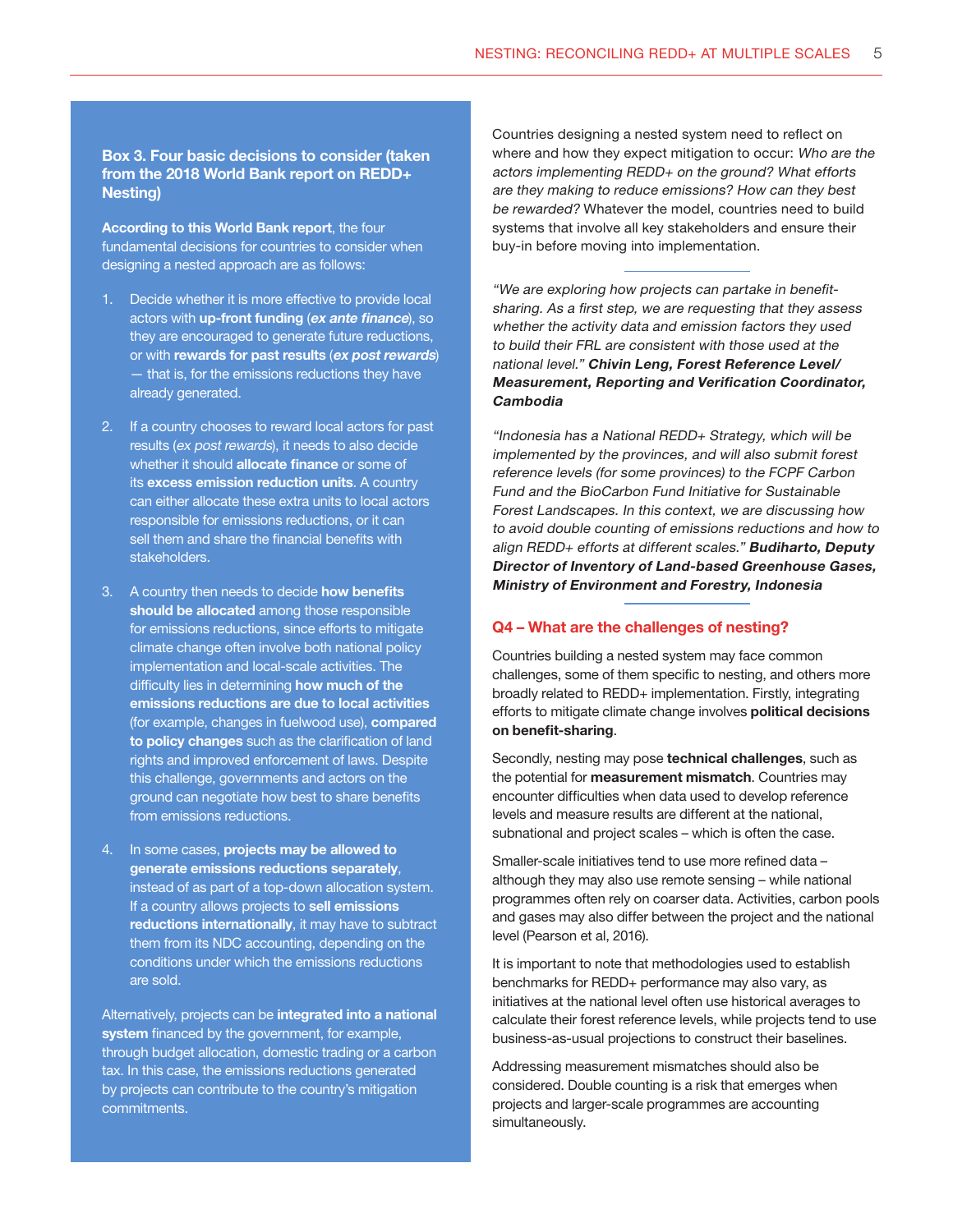### Box 3. Four basic decisions to consider (taken from the 2018 World Bank report on REDD+ Nesting)

**According to this World Bank report**, the four fundamental decisions for countries to consider when designing a nested approach are as follows:

1. Decide whether it is more effective to provide local actors with **up-front funding** (***ex ante finance***), so they are encouraged to generate future reductions, or with **rewards for past results** (***ex post rewards***) — that is, for the emissions reductions they have already generated.
2. If a country chooses to reward local actors for past results (*ex post rewards*), it needs to also decide whether it should **allocate finance** or some of its **excess emission reduction units**. A country can either allocate these extra units to local actors responsible for emissions reductions, or it can sell them and share the financial benefits with stakeholders.
3. A country then needs to decide **how benefits should be allocated** among those responsible for emissions reductions, since efforts to mitigate climate change often involve both national policy implementation and local-scale activities. The difficulty lies in determining **how much of the emissions reductions are due to local activities** (for example, changes in fuelwood use), **compared to policy changes** such as the clarification of land rights and improved enforcement of laws. Despite this challenge, governments and actors on the ground can negotiate how best to share benefits from emissions reductions.
4. In some cases, **projects may be allowed to generate emissions reductions separately**, instead of as part of a top-down allocation system. If a country allows projects to **sell emissions reductions internationally**, it may have to subtract them from its NDC accounting, depending on the conditions under which the emissions reductions are sold.

Alternatively, projects can be **integrated into a national system** financed by the government, for example, through budget allocation, domestic trading or a carbon tax. In this case, the emissions reductions generated by projects can contribute to the country's mitigation commitments.

Countries designing a nested system need to reflect on where and how they expect mitigation to occur: *Who are the actors implementing REDD+ on the ground? What efforts are they making to reduce emissions? How can they best be rewarded?* Whatever the model, countries need to build systems that involve all key stakeholders and ensure their buy-in before moving into implementation.

---

*"We are exploring how projects can partake in benefit-sharing. As a first step, we are requesting that they assess whether the activity data and emission factors they used to build their FRL are consistent with those used at the national level."* ***Chivin Leng, Forest Reference Level/ Measurement, Reporting and Verification Coordinator, Cambodia***

*"Indonesia has a National REDD+ Strategy, which will be implemented by the provinces, and will also submit forest reference levels (for some provinces) to the FCPF Carbon Fund and the BioCarbon Fund Initiative for Sustainable Forest Landscapes. In this context, we are discussing how to avoid double counting of emissions reductions and how to align REDD+ efforts at different scales."* ***Budiharto, Deputy Director of Inventory of Land-based Greenhouse Gases, Ministry of Environment and Forestry, Indonesia***

---

## Q4 – What are the challenges of nesting?

Countries building a nested system may face common challenges, some of them specific to nesting, and others more broadly related to REDD+ implementation. Firstly, integrating efforts to mitigate climate change involves **political decisions on benefit-sharing**.

Secondly, nesting may pose **technical challenges**, such as the potential for **measurement mismatch**. Countries may encounter difficulties when data used to develop reference levels and measure results are different at the national, subnational and project scales – which is often the case.

Smaller-scale initiatives tend to use more refined data – although they may also use remote sensing – while national programmes often rely on coarser data. Activities, carbon pools and gases may also differ between the project and the national level (Pearson et al, 2016).

It is important to note that methodologies used to establish benchmarks for REDD+ performance may also vary, as initiatives at the national level often use historical averages to calculate their forest reference levels, while projects tend to use business-as-usual projections to construct their baselines.

Addressing measurement mismatches should also be considered. Double counting is a risk that emerges when projects and larger-scale programmes are accounting simultaneously.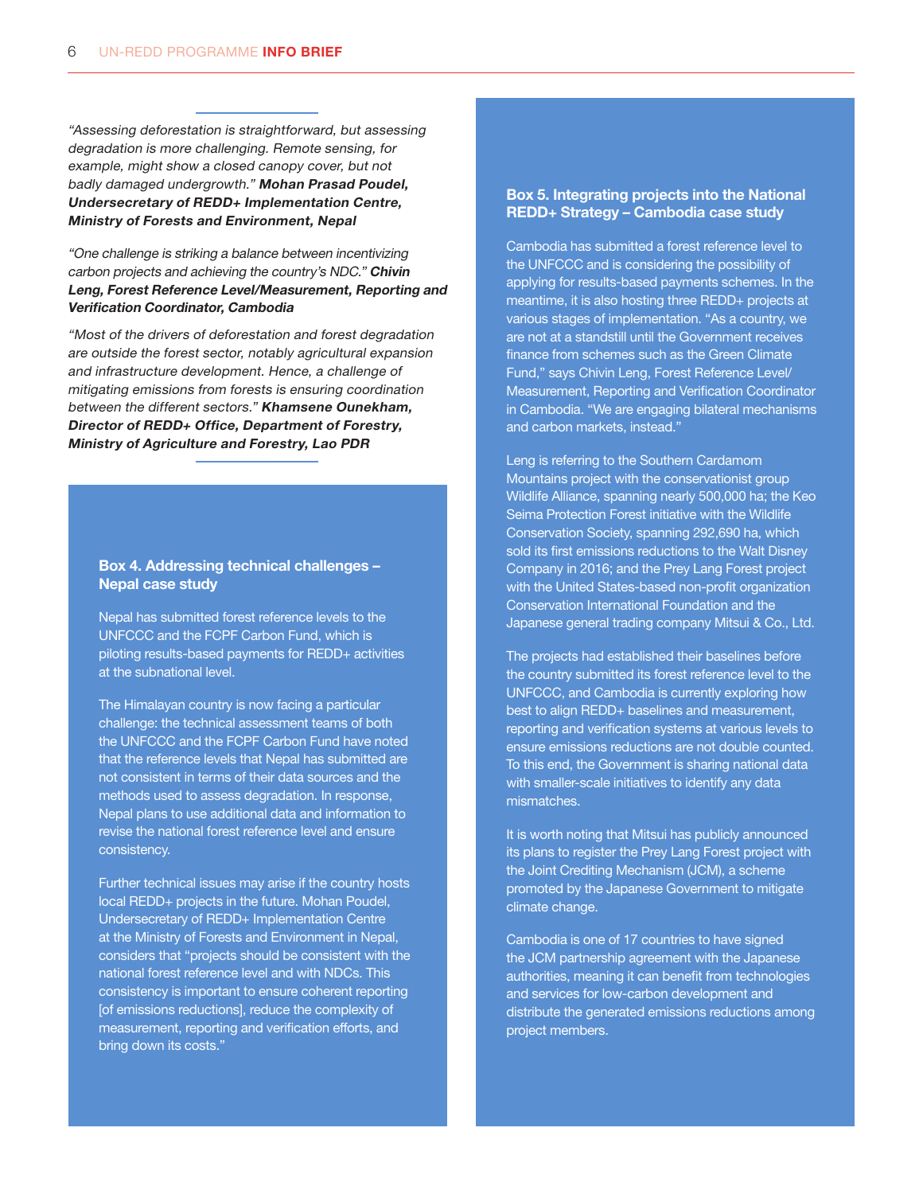*"Assessing deforestation is straightforward, but assessing degradation is more challenging. Remote sensing, for example, might show a closed canopy cover, but not badly damaged undergrowth."* ***Mohan Prasad Poudel, Undersecretary of REDD+ Implementation Centre, Ministry of Forests and Environment, Nepal***

*"One challenge is striking a balance between incentivizing carbon projects and achieving the country's NDC."* ***Chivin Leng, Forest Reference Level/Measurement, Reporting and Verification Coordinator, Cambodia***

*"Most of the drivers of deforestation and forest degradation are outside the forest sector, notably agricultural expansion and infrastructure development. Hence, a challenge of mitigating emissions from forests is ensuring coordination between the different sectors."* ***Khamsene Ounekham, Director of REDD+ Office, Department of Forestry, Ministry of Agriculture and Forestry, Lao PDR***

### Box 4. Addressing technical challenges – Nepal case study

Nepal has submitted forest reference levels to the UNFCCC and the FCPF Carbon Fund, which is piloting results-based payments for REDD+ activities at the subnational level.

The Himalayan country is now facing a particular challenge: the technical assessment teams of both the UNFCCC and the FCPF Carbon Fund have noted that the reference levels that Nepal has submitted are not consistent in terms of their data sources and the methods used to assess degradation. In response, Nepal plans to use additional data and information to revise the national forest reference level and ensure consistency.

Further technical issues may arise if the country hosts local REDD+ projects in the future. Mohan Poudel, Undersecretary of REDD+ Implementation Centre at the Ministry of Forests and Environment in Nepal, considers that "projects should be consistent with the national forest reference level and with NDCs. This consistency is important to ensure coherent reporting [of emissions reductions], reduce the complexity of measurement, reporting and verification efforts, and bring down its costs."

### Box 5. Integrating projects into the National REDD+ Strategy – Cambodia case study

Cambodia has submitted a forest reference level to the UNFCCC and is considering the possibility of applying for results-based payments schemes. In the meantime, it is also hosting three REDD+ projects at various stages of implementation. "As a country, we are not at a standstill until the Government receives finance from schemes such as the Green Climate Fund," says Chivin Leng, Forest Reference Level/ Measurement, Reporting and Verification Coordinator in Cambodia. "We are engaging bilateral mechanisms and carbon markets, instead."

Leng is referring to the Southern Cardamom Mountains project with the conservationist group Wildlife Alliance, spanning nearly 500,000 ha; the Keo Seima Protection Forest initiative with the Wildlife Conservation Society, spanning 292,690 ha, which sold its first emissions reductions to the Walt Disney Company in 2016; and the Prey Lang Forest project with the United States-based non-profit organization Conservation International Foundation and the Japanese general trading company Mitsui & Co., Ltd.

The projects had established their baselines before the country submitted its forest reference level to the UNFCCC, and Cambodia is currently exploring how best to align REDD+ baselines and measurement, reporting and verification systems at various levels to ensure emissions reductions are not double counted. To this end, the Government is sharing national data with smaller-scale initiatives to identify any data mismatches.

It is worth noting that Mitsui has publicly announced its plans to register the Prey Lang Forest project with the Joint Crediting Mechanism (JCM), a scheme promoted by the Japanese Government to mitigate climate change.

Cambodia is one of 17 countries to have signed the JCM partnership agreement with the Japanese authorities, meaning it can benefit from technologies and services for low-carbon development and distribute the generated emissions reductions among project members.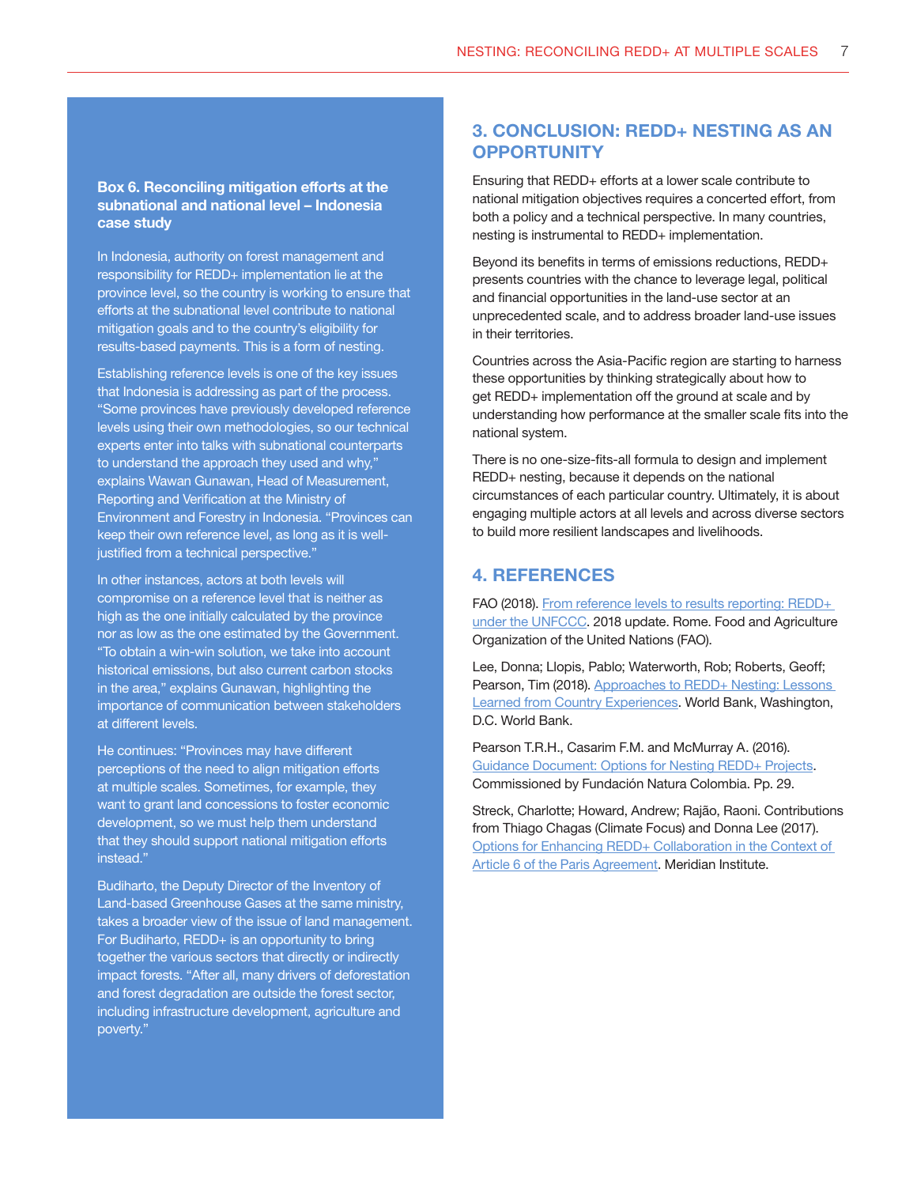**Box 6. Reconciling mitigation efforts at the subnational and national level – Indonesia case study**

In Indonesia, authority on forest management and responsibility for REDD+ implementation lie at the province level, so the country is working to ensure that efforts at the subnational level contribute to national mitigation goals and to the country's eligibility for results-based payments. This is a form of nesting.

Establishing reference levels is one of the key issues that Indonesia is addressing as part of the process. "Some provinces have previously developed reference levels using their own methodologies, so our technical experts enter into talks with subnational counterparts to understand the approach they used and why," explains Wawan Gunawan, Head of Measurement, Reporting and Verification at the Ministry of Environment and Forestry in Indonesia. "Provinces can keep their own reference level, as long as it is well-justified from a technical perspective."

In other instances, actors at both levels will compromise on a reference level that is neither as high as the one initially calculated by the province nor as low as the one estimated by the Government. "To obtain a win-win solution, we take into account historical emissions, but also current carbon stocks in the area," explains Gunawan, highlighting the importance of communication between stakeholders at different levels.

He continues: "Provinces may have different perceptions of the need to align mitigation efforts at multiple scales. Sometimes, for example, they want to grant land concessions to foster economic development, so we must help them understand that they should support national mitigation efforts instead."

Budiharto, the Deputy Director of the Inventory of Land-based Greenhouse Gases at the same ministry, takes a broader view of the issue of land management. For Budiharto, REDD+ is an opportunity to bring together the various sectors that directly or indirectly impact forests. "After all, many drivers of deforestation and forest degradation are outside the forest sector, including infrastructure development, agriculture and poverty."

## 3. CONCLUSION: REDD+ NESTING AS AN OPPORTUNITY

Ensuring that REDD+ efforts at a lower scale contribute to national mitigation objectives requires a concerted effort, from both a policy and a technical perspective. In many countries, nesting is instrumental to REDD+ implementation.

Beyond its benefits in terms of emissions reductions, REDD+ presents countries with the chance to leverage legal, political and financial opportunities in the land-use sector at an unprecedented scale, and to address broader land-use issues in their territories.

Countries across the Asia-Pacific region are starting to harness these opportunities by thinking strategically about how to get REDD+ implementation off the ground at scale and by understanding how performance at the smaller scale fits into the national system.

There is no one-size-fits-all formula to design and implement REDD+ nesting, because it depends on the national circumstances of each particular country. Ultimately, it is about engaging multiple actors at all levels and across diverse sectors to build more resilient landscapes and livelihoods.

## 4. REFERENCES

FAO (2018). From reference levels to results reporting: REDD+ under the UNFCCC. 2018 update. Rome. Food and Agriculture Organization of the United Nations (FAO).

Lee, Donna; Llopis, Pablo; Waterworth, Rob; Roberts, Geoff; Pearson, Tim (2018). Approaches to REDD+ Nesting: Lessons Learned from Country Experiences. World Bank, Washington, D.C. World Bank.

Pearson T.R.H., Casarim F.M. and McMurray A. (2016). Guidance Document: Options for Nesting REDD+ Projects. Commissioned by Fundación Natura Colombia. Pp. 29.

Streck, Charlotte; Howard, Andrew; Rajão, Raoni. Contributions from Thiago Chagas (Climate Focus) and Donna Lee (2017). Options for Enhancing REDD+ Collaboration in the Context of Article 6 of the Paris Agreement. Meridian Institute.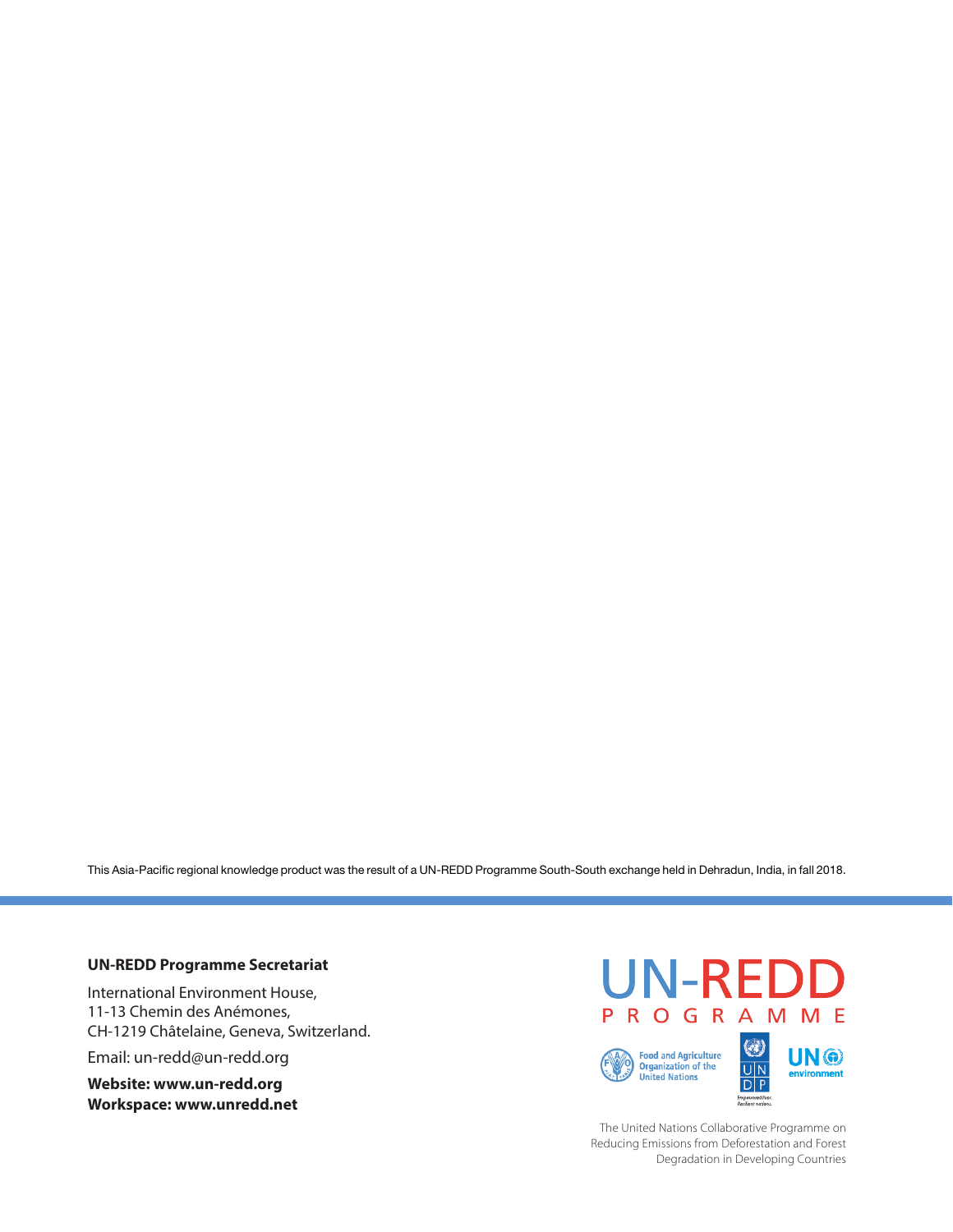This Asia-Pacific regional knowledge product was the result of a UN-REDD Programme South-South exchange held in Dehradun, India, in fall 2018.

**UN-REDD Programme Secretariat**

International Environment House,
11-13 Chemin des Anémones,
CH-1219 Châtelaine, Geneva, Switzerland.

Email: un-redd@un-redd.org

**Website: www.un-redd.org**
**Workspace: www.unredd.net**

UN-REDD
PROGRAMME

Food and Agriculture Organization of the United Nations

UNDP
Empowered lives.
Resilient nations.

UN environment

The United Nations Collaborative Programme on Reducing Emissions from Deforestation and Forest Degradation in Developing Countries